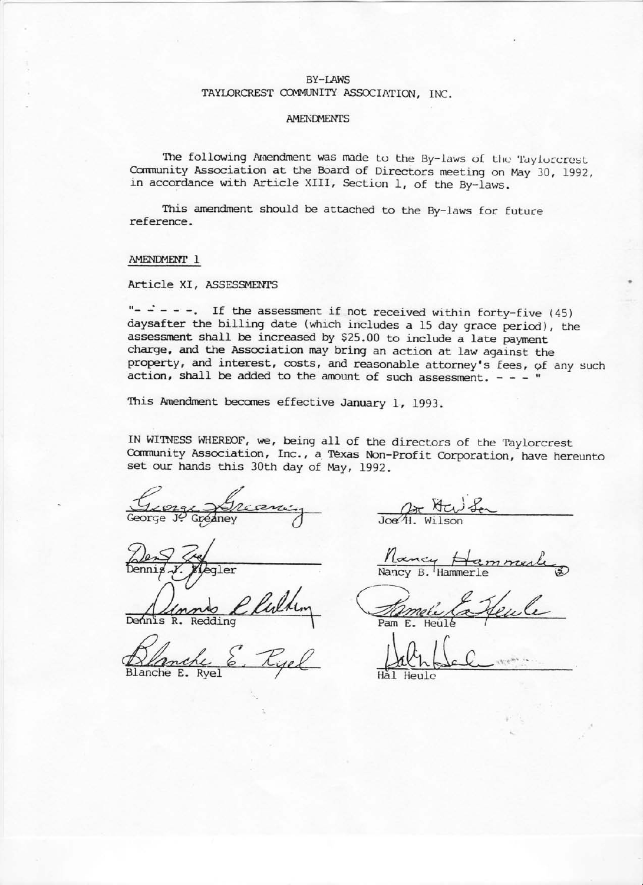BY-LAWS

TAYLORCREST COMMUNITY ASSOCIATION, INC.

AMENDMENTS

The following Amendment was made to the By-laws of the Taylorcrest Community Association at the Board of Directors meeting on May 30, 1992, in accordance with Article XIII, Section 1, of the By-laws.

This amendment should be attached to the By-laws for future reference.

AMENDMENT 1

Article XI, ASSESSMENTS

"- - - - -. If the assessment if not received within forty-five (45) daysafter the billing date (which includes a 15 day grace period), the assessment shall be increased by $25.00 to include a late payment charge, and the Association may bring an action at law against the property, and interest, costs, and reasonable attorney's fees, of any such action, shall be added to the amount of such assessment. - - - "

This Amendment becomes effective January 1, 1993.

IN WITNESS WHEREOF, we, being all of the directors of the Taylorcrest Community Association, Inc., a Texas Non-Profit Corporation, have hereunto set our hands this 30th day of May, 1992.

| | |
|---|---|
| George J. Greaney | Joe H. Wilson |
| Dennis J. Ziegler | Nancy B. Hammerle |
| Dennis R. Redding | Pam E. Heule |
| Blanche E. Ryel | Hal Heule |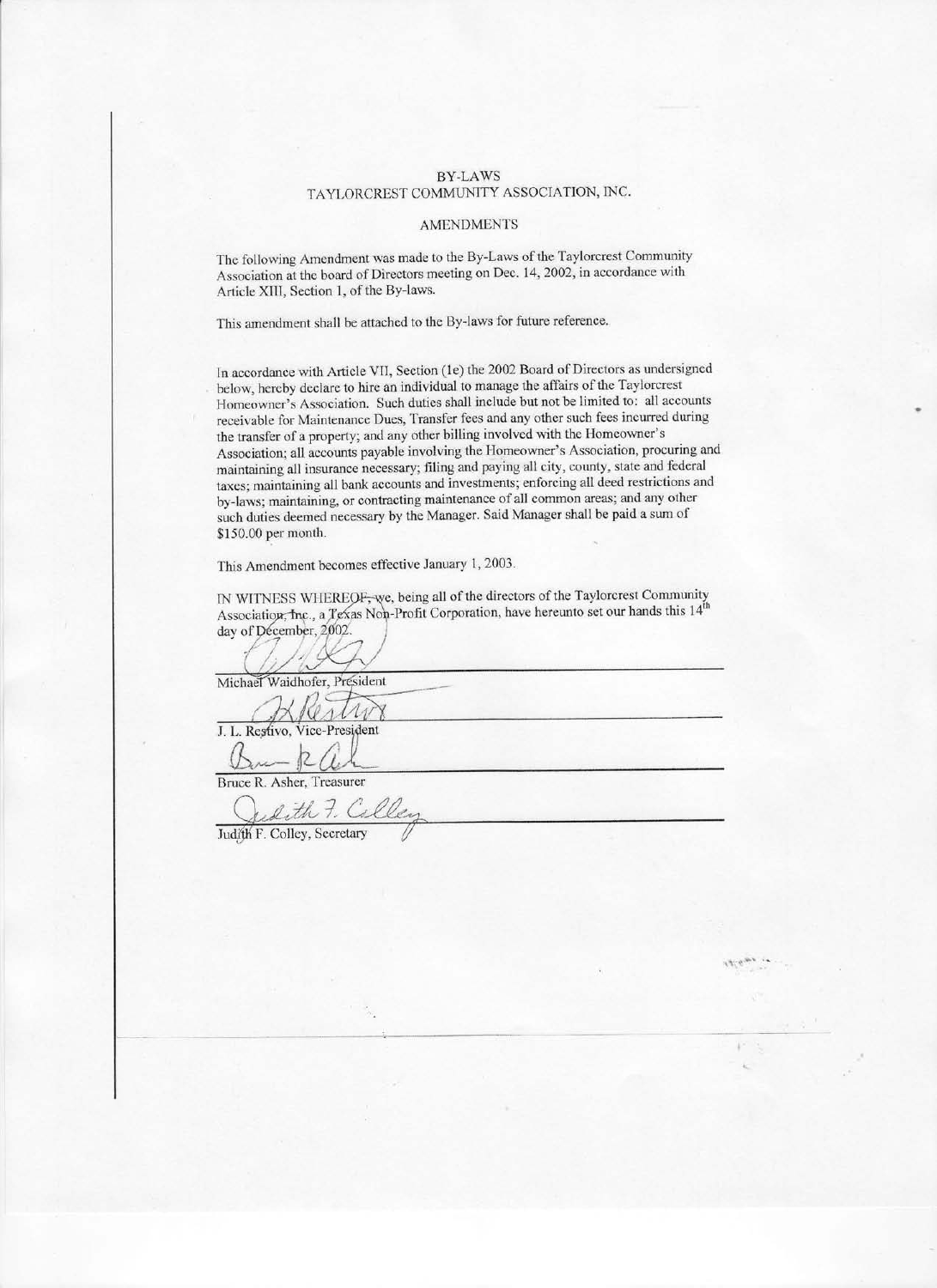# BY-LAWS
## TAYLORCREST COMMUNITY ASSOCIATION, INC.

### AMENDMENTS

The following Amendment was made to the By-Laws of the Taylorcrest Community Association at the board of Directors meeting on Dec. 14, 2002, in accordance with Article XIII, Section 1, of the By-laws.

This amendment shall be attached to the By-laws for future reference.

In accordance with Article VII, Section (1e) the 2002 Board of Directors as undersigned below, hereby declare to hire an individual to manage the affairs of the Taylorcrest Homeowner's Association. Such duties shall include but not be limited to: all accounts receivable for Maintenance Dues, Transfer fees and any other such fees incurred during the transfer of a property; and any other billing involved with the Homeowner's Association; all accounts payable involving the Homeowner's Association, procuring and maintaining all insurance necessary; filing and paying all city, county, state and federal taxes; maintaining all bank accounts and investments; enforcing all deed restrictions and by-laws; maintaining, or contracting maintenance of all common areas; and any other such duties deemed necessary by the Manager. Said Manager shall be paid a sum of $150.00 per month.

This Amendment becomes effective January 1, 2003.

IN WITNESS WHEREOF, we, being all of the directors of the Taylorcrest Community Association, Inc., a Texas Non-Profit Corporation, have hereunto set our hands this 14th day of December, 2002.

Michael Waidhofer, President

J. L. Restivo, Vice-President

Bruce R. Asher, Treasurer

Judith F. Colley, Secretary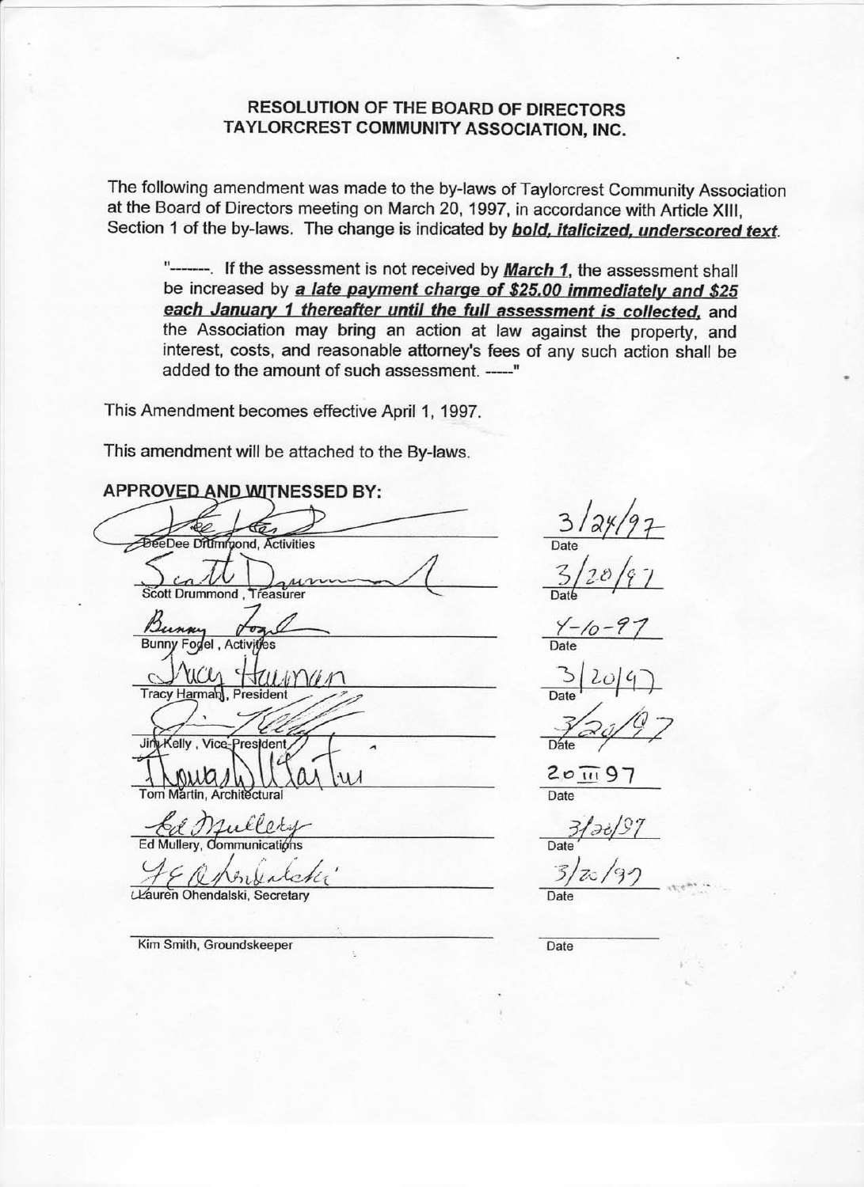# RESOLUTION OF THE BOARD OF DIRECTORS
# TAYLORCREST COMMUNITY ASSOCIATION, INC.

The following amendment was made to the by-laws of Taylorcrest Community Association at the Board of Directors meeting on March 20, 1997, in accordance with Article XIII, Section 1 of the by-laws. The change is indicated by ***bold, italicized, underscored text***.

> "-------. If the assessment is not received by ***March 1***, the assessment shall be increased by ***a late payment charge of $25.00 immediately and $25 each January 1 thereafter until the full assessment is collected,*** and the Association may bring an action at law against the property, and interest, costs, and reasonable attorney's fees of any such action shall be added to the amount of such assessment. -----"

This Amendment becomes effective April 1, 1997.

This amendment will be attached to the By-laws.

**APPROVED AND WITNESSED BY:**

| Name | Date |
|---|---|
| DeeDee Drummond, Activities | 3/24/97 |
| Scott Drummond, Treasurer | 3/20/97 |
| Bunny Fogel, Activities | 4-10-97 |
| Tracy Harman, President | 3/20/97 |
| Jim Kelly, Vice-President | 3/20/97 |
| Tom Martin, Architectural | 20 III 97 |
| Ed Mullery, Communications | 3/20/97 |
| Lauren Ohendalski, Secretary | 3/20/97 |
| Kim Smith, Groundskeeper | |